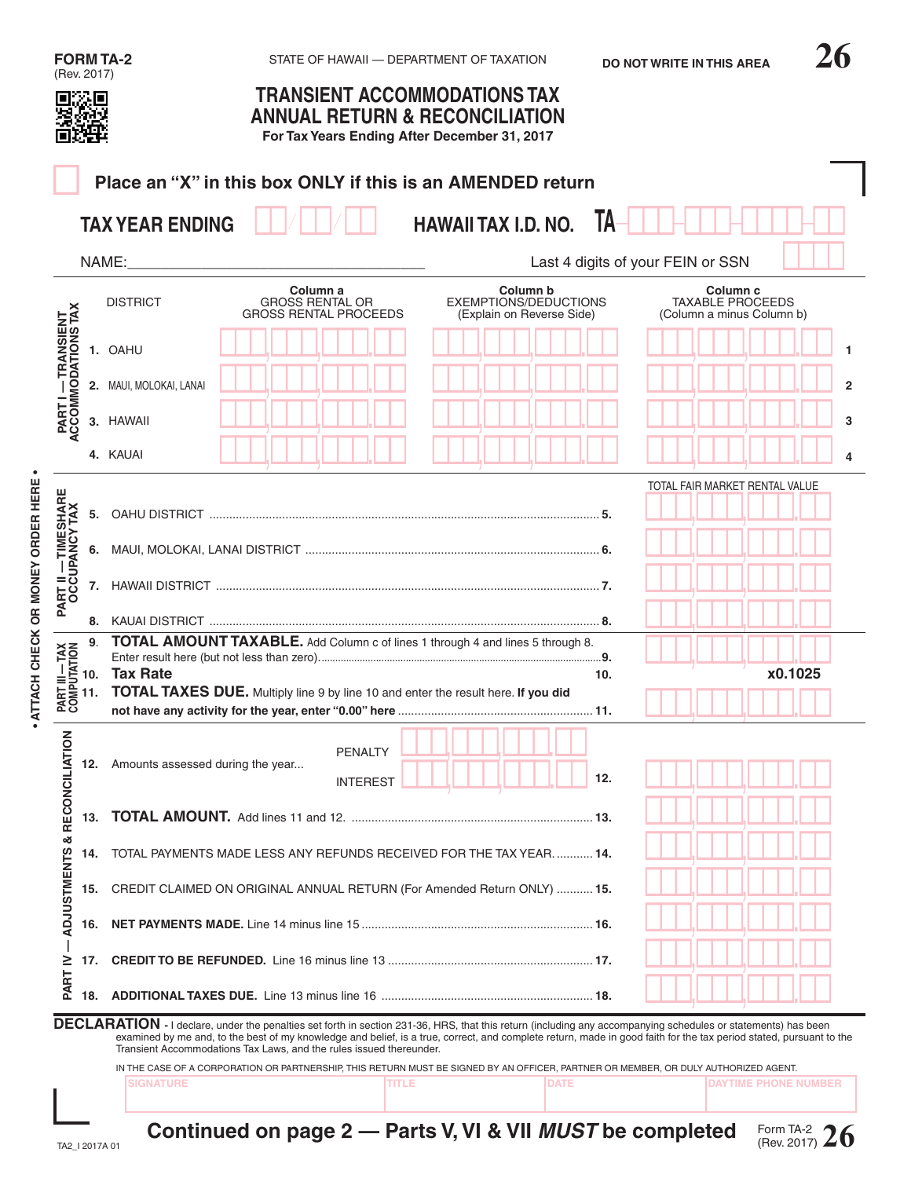FORM TA-2
(Rev. 2017)

STATE OF HAWAII — DEPARTMENT OF TAXATION

DO NOT WRITE IN THIS AREA

# TRANSIENT ACCOMMODATIONS TAX ANNUAL RETURN & RECONCILIATION

**For Tax Years Ending After December 31, 2017**

☐ **Place an "X" in this box ONLY if this is an AMENDED return**

**TAX YEAR ENDING** ___/___/___ **HAWAII TAX I.D. NO.** TA-___-___-___-___

NAME:___________________________________ Last 4 digits of your FEIN or SSN ____

## PART I — TRANSIENT ACCOMMODATIONS TAX

| | DISTRICT | Column a GROSS RENTAL OR GROSS RENTAL PROCEEDS | Column b EXEMPTIONS/DEDUCTIONS (Explain on Reverse Side) | Column c TAXABLE PROCEEDS (Column a minus Column b) | |
|---|---|---|---|---|---|
| 1. | OAHU | | | | 1 |
| 2. | MAUI, MOLOKAI, LANAI | | | | 2 |
| 3. | HAWAII | | | | 3 |
| 4. | KAUAI | | | | 4 |

## PART II — TIMESHARE OCCUPANCY TAX

| | | TOTAL FAIR MARKET RENTAL VALUE |
|---|---|---|
| 5. | OAHU DISTRICT ........ 5. | |
| 6. | MAUI, MOLOKAI, LANAI DISTRICT ........ 6. | |
| 7. | HAWAII DISTRICT ........ 7. | |
| 8. | KAUAI DISTRICT ........ 8. | |

## PART III — TAX COMPUTATION

| | | |
|---|---|---|
| 9. | **TOTAL AMOUNT TAXABLE.** Add Column c of lines 1 through 4 and lines 5 through 8. Enter result here (but not less than zero)........ 9. | |
| 10. | **Tax Rate** 10. | x0.1025 |
| 11. | **TOTAL TAXES DUE.** Multiply line 9 by line 10 and enter the result here. **If you did not have any activity for the year, enter "0.00" here** ........ 11. | |

## PART IV — ADJUSTMENTS & RECONCILIATION

| | | |
|---|---|---|
| 12. | Amounts assessed during the year... PENALTY ______ INTEREST ______ 12. | |
| 13. | **TOTAL AMOUNT.** Add lines 11 and 12. ........ 13. | |
| 14. | TOTAL PAYMENTS MADE LESS ANY REFUNDS RECEIVED FOR THE TAX YEAR. ........ 14. | |
| 15. | CREDIT CLAIMED ON ORIGINAL ANNUAL RETURN (For Amended Return ONLY) ........ 15. | |
| 16. | **NET PAYMENTS MADE.** Line 14 minus line 15 ........ 16. | |
| 17. | **CREDIT TO BE REFUNDED.** Line 16 minus line 13 ........ 17. | |
| 18. | **ADDITIONAL TAXES DUE.** Line 13 minus line 16 ........ 18. | |

• ATTACH CHECK OR MONEY ORDER HERE •

**DECLARATION** - I declare, under the penalties set forth in section 231-36, HRS, that this return (including any accompanying schedules or statements) has been examined by me and, to the best of my knowledge and belief, is a true, correct, and complete return, made in good faith for the tax period stated, pursuant to the Transient Accommodations Tax Laws, and the rules issued thereunder.

IN THE CASE OF A CORPORATION OR PARTNERSHIP, THIS RETURN MUST BE SIGNED BY AN OFFICER, PARTNER OR MEMBER, OR DULY AUTHORIZED AGENT.

| SIGNATURE | TITLE | DATE | DAYTIME PHONE NUMBER |
|---|---|---|---|
| | | | |

**Continued on page 2 — Parts V, VI & VII *MUST* be completed**

TA2_I 2017A 01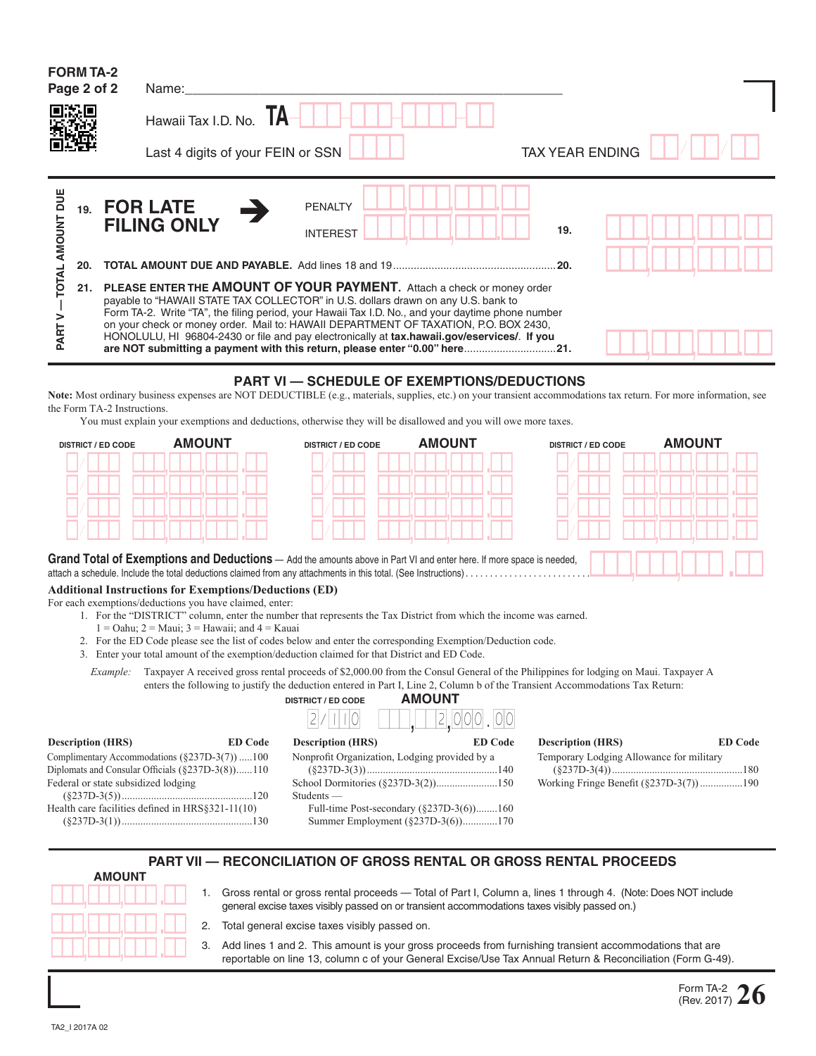**FORM TA-2**
**Page 2 of 2**

Name:\_\_\_\_\_\_\_\_\_\_\_\_\_\_\_\_\_\_\_\_\_\_\_\_\_\_\_\_\_\_\_\_\_\_\_\_\_\_\_\_\_\_\_\_\_\_\_\_

Hawaii Tax I.D. No. **TA**

Last 4 digits of your FEIN or SSN

TAX YEAR ENDING

## PART V — TOTAL AMOUNT DUE

19. **FOR LATE FILING ONLY** → PENALTY / INTEREST ...... 19.

20. **TOTAL AMOUNT DUE AND PAYABLE.** Add lines 18 and 19 ...... 20.

21. **PLEASE ENTER THE AMOUNT OF YOUR PAYMENT.** Attach a check or money order payable to "HAWAII STATE TAX COLLECTOR" in U.S. dollars drawn on any U.S. bank to Form TA-2. Write "TA", the filing period, your Hawaii Tax I.D. No., and your daytime phone number on your check or money order. Mail to: HAWAII DEPARTMENT OF TAXATION, P.O. BOX 2430, HONOLULU, HI 96804-2430 or file and pay electronically at **tax.hawaii.gov/eservices/**. **If you are NOT submitting a payment with this return, please enter "0.00" here** ...... 21.

## PART VI — SCHEDULE OF EXEMPTIONS/DEDUCTIONS

**Note:** Most ordinary business expenses are NOT DEDUCTIBLE (e.g., materials, supplies, etc.) on your transient accommodations tax return. For more information, see the Form TA-2 Instructions.

You must explain your exemptions and deductions, otherwise they will be disallowed and you will owe more taxes.

| DISTRICT / ED CODE | AMOUNT | DISTRICT / ED CODE | AMOUNT | DISTRICT / ED CODE | AMOUNT |
|---|---|---|---|---|---|
| / | , , . | / | , , . | / | , , . |
| / | , , . | / | , , . | / | , , . |
| / | , , . | / | , , . | / | , , . |
| / | , , . | / | , , . | / | , , . |

**Grand Total of Exemptions and Deductions** — Add the amounts above in Part VI and enter here. If more space is needed, attach a schedule. Include the total deductions claimed from any attachments in this total. (See Instructions) ......

**Additional Instructions for Exemptions/Deductions (ED)**

For each exemptions/deductions you have claimed, enter:

1. For the "DISTRICT" column, enter the number that represents the Tax District from which the income was earned.
   1 = Oahu; 2 = Maui; 3 = Hawaii; and 4 = Kauai
2. For the ED Code please see the list of codes below and enter the corresponding Exemption/Deduction code.
3. Enter your total amount of the exemption/deduction claimed for that District and ED Code.

*Example:* Taxpayer A received gross rental proceeds of $2,000.00 from the Consul General of the Philippines for lodging on Maui. Taxpayer A enters the following to justify the deduction entered in Part I, Line 2, Column b of the Transient Accommodations Tax Return:

| DISTRICT / ED CODE | AMOUNT |
|---|---|
| 2 / 110 | 2,000.00 |

| Description (HRS) | ED Code |
|---|---|
| Complimentary Accommodations (§237D-3(7)) | 100 |
| Diplomats and Consular Officials (§237D-3(8)) | 110 |
| Federal or state subsidized lodging (§237D-3(5)) | 120 |
| Health care facilities defined in HRS§321-11(10) (§237D-3(1)) | 130 |
| Nonprofit Organization, Lodging provided by a (§237D-3(3)) | 140 |
| School Dormitories (§237D-3(2)) | 150 |
| Students — Full-time Post-secondary (§237D-3(6)) | 160 |
| Students — Summer Employment (§237D-3(6)) | 170 |
| Temporary Lodging Allowance for military (§237D-3(4)) | 180 |
| Working Fringe Benefit (§237D-3(7)) | 190 |

## PART VII — RECONCILIATION OF GROSS RENTAL OR GROSS RENTAL PROCEEDS

| AMOUNT | |
|---|---|
| , , . | 1. Gross rental or gross rental proceeds — Total of Part I, Column a, lines 1 through 4. (Note: Does NOT include general excise taxes visibly passed on or transient accommodations taxes visibly passed on.) |
| , , . | 2. Total general excise taxes visibly passed on. |
| , , . | 3. Add lines 1 and 2. This amount is your gross proceeds from furnishing transient accommodations that are reportable on line 13, column c of your General Excise/Use Tax Annual Return & Reconciliation (Form G-49). |

Form TA-2 (Rev. 2017)

TA2_I 2017A 02